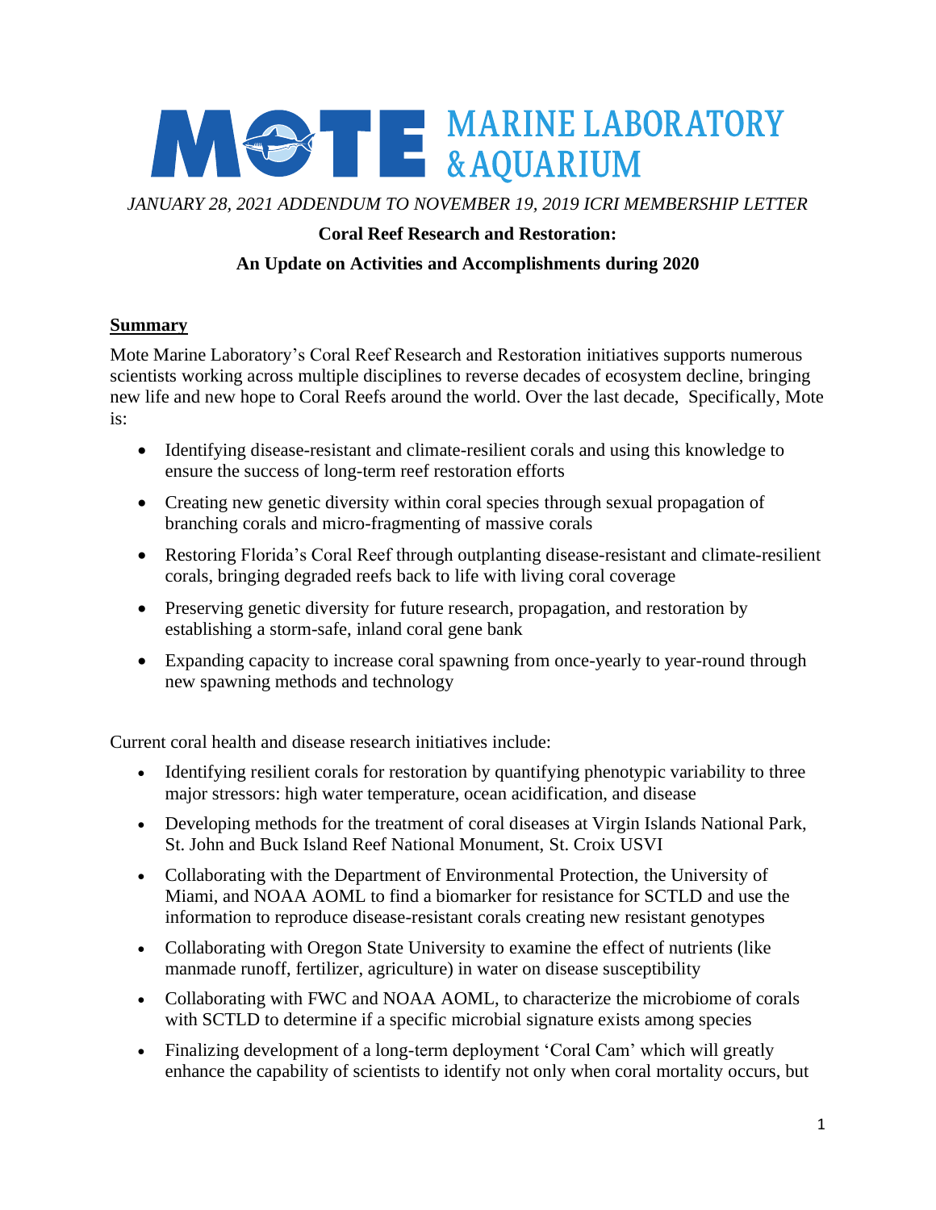# MOTE MARINE LABORATORY & AQUARIUM

*JANUARY 28, 2021 ADDENDUM TO NOVEMBER 19, 2019 ICRI MEMBERSHIP LETTER*

**Coral Reef Research and Restoration:**

**An Update on Activities and Accomplishments during 2020**

## Summary

Mote Marine Laboratory's Coral Reef Research and Restoration initiatives supports numerous scientists working across multiple disciplines to reverse decades of ecosystem decline, bringing new life and new hope to Coral Reefs around the world. Over the last decade,  Specifically, Mote is:

- Identifying disease-resistant and climate-resilient corals and using this knowledge to ensure the success of long-term reef restoration efforts
- Creating new genetic diversity within coral species through sexual propagation of branching corals and micro-fragmenting of massive corals
- Restoring Florida's Coral Reef through outplanting disease-resistant and climate-resilient corals, bringing degraded reefs back to life with living coral coverage
- Preserving genetic diversity for future research, propagation, and restoration by establishing a storm-safe, inland coral gene bank
- Expanding capacity to increase coral spawning from once-yearly to year-round through new spawning methods and technology

Current coral health and disease research initiatives include:

- Identifying resilient corals for restoration by quantifying phenotypic variability to three major stressors: high water temperature, ocean acidification, and disease
- Developing methods for the treatment of coral diseases at Virgin Islands National Park, St. John and Buck Island Reef National Monument, St. Croix USVI
- Collaborating with the Department of Environmental Protection, the University of Miami, and NOAA AOML to find a biomarker for resistance for SCTLD and use the information to reproduce disease-resistant corals creating new resistant genotypes
- Collaborating with Oregon State University to examine the effect of nutrients (like manmade runoff, fertilizer, agriculture) in water on disease susceptibility
- Collaborating with FWC and NOAA AOML, to characterize the microbiome of corals with SCTLD to determine if a specific microbial signature exists among species
- Finalizing development of a long-term deployment 'Coral Cam' which will greatly enhance the capability of scientists to identify not only when coral mortality occurs, but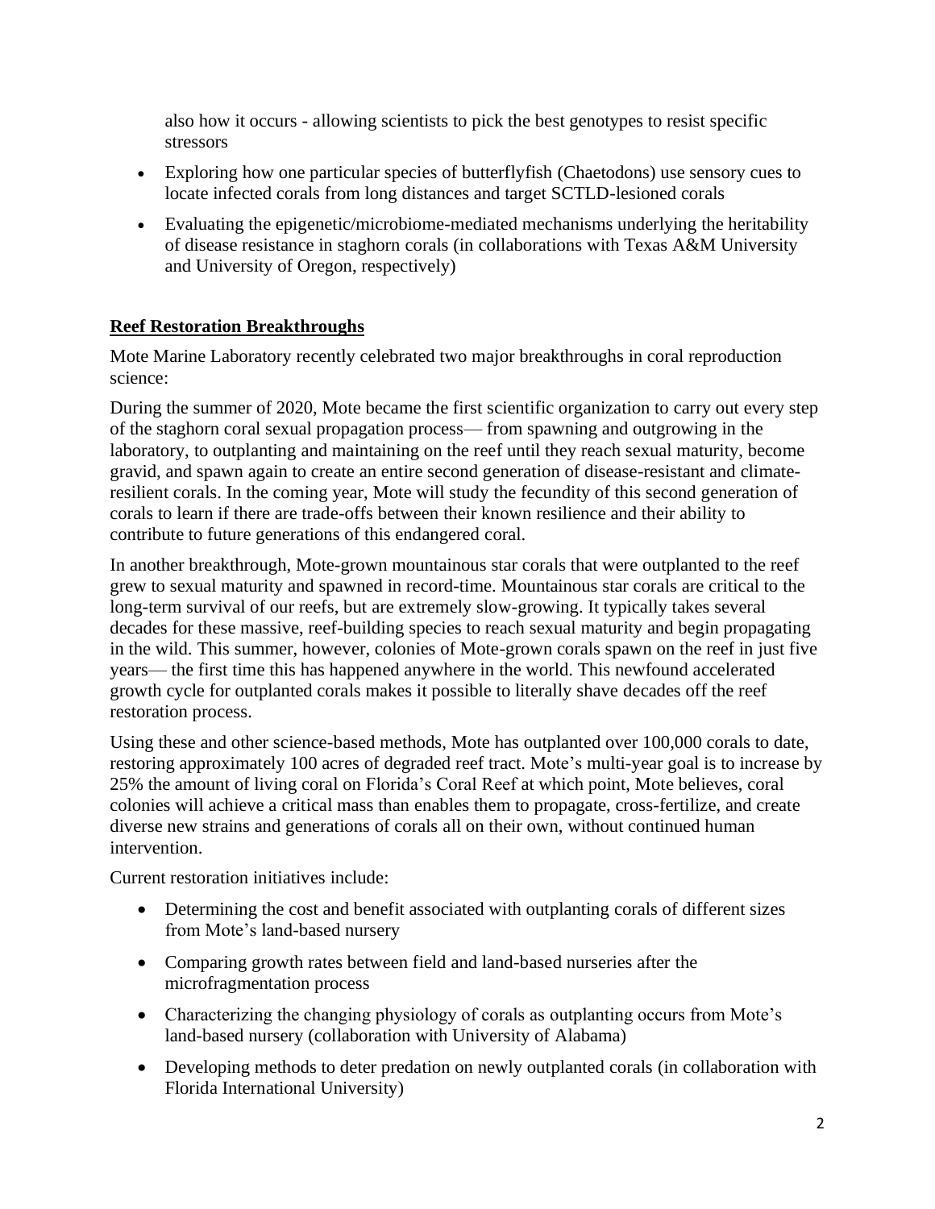also how it occurs - allowing scientists to pick the best genotypes to resist specific stressors

- Exploring how one particular species of butterflyfish (Chaetodons) use sensory cues to locate infected corals from long distances and target SCTLD-lesioned corals
- Evaluating the epigenetic/microbiome-mediated mechanisms underlying the heritability of disease resistance in staghorn corals (in collaborations with Texas A&M University and University of Oregon, respectively)

## Reef Restoration Breakthroughs

Mote Marine Laboratory recently celebrated two major breakthroughs in coral reproduction science:

During the summer of 2020, Mote became the first scientific organization to carry out every step of the staghorn coral sexual propagation process— from spawning and outgrowing in the laboratory, to outplanting and maintaining on the reef until they reach sexual maturity, become gravid, and spawn again to create an entire second generation of disease-resistant and climate-resilient corals. In the coming year, Mote will study the fecundity of this second generation of corals to learn if there are trade-offs between their known resilience and their ability to contribute to future generations of this endangered coral.

In another breakthrough, Mote-grown mountainous star corals that were outplanted to the reef grew to sexual maturity and spawned in record-time. Mountainous star corals are critical to the long-term survival of our reefs, but are extremely slow-growing. It typically takes several decades for these massive, reef-building species to reach sexual maturity and begin propagating in the wild. This summer, however, colonies of Mote-grown corals spawn on the reef in just five years— the first time this has happened anywhere in the world. This newfound accelerated growth cycle for outplanted corals makes it possible to literally shave decades off the reef restoration process.

Using these and other science-based methods, Mote has outplanted over 100,000 corals to date, restoring approximately 100 acres of degraded reef tract. Mote's multi-year goal is to increase by 25% the amount of living coral on Florida's Coral Reef at which point, Mote believes, coral colonies will achieve a critical mass than enables them to propagate, cross-fertilize, and create diverse new strains and generations of corals all on their own, without continued human intervention.

Current restoration initiatives include:

- Determining the cost and benefit associated with outplanting corals of different sizes from Mote's land-based nursery
- Comparing growth rates between field and land-based nurseries after the microfragmentation process
- Characterizing the changing physiology of corals as outplanting occurs from Mote's land-based nursery (collaboration with University of Alabama)
- Developing methods to deter predation on newly outplanted corals (in collaboration with Florida International University)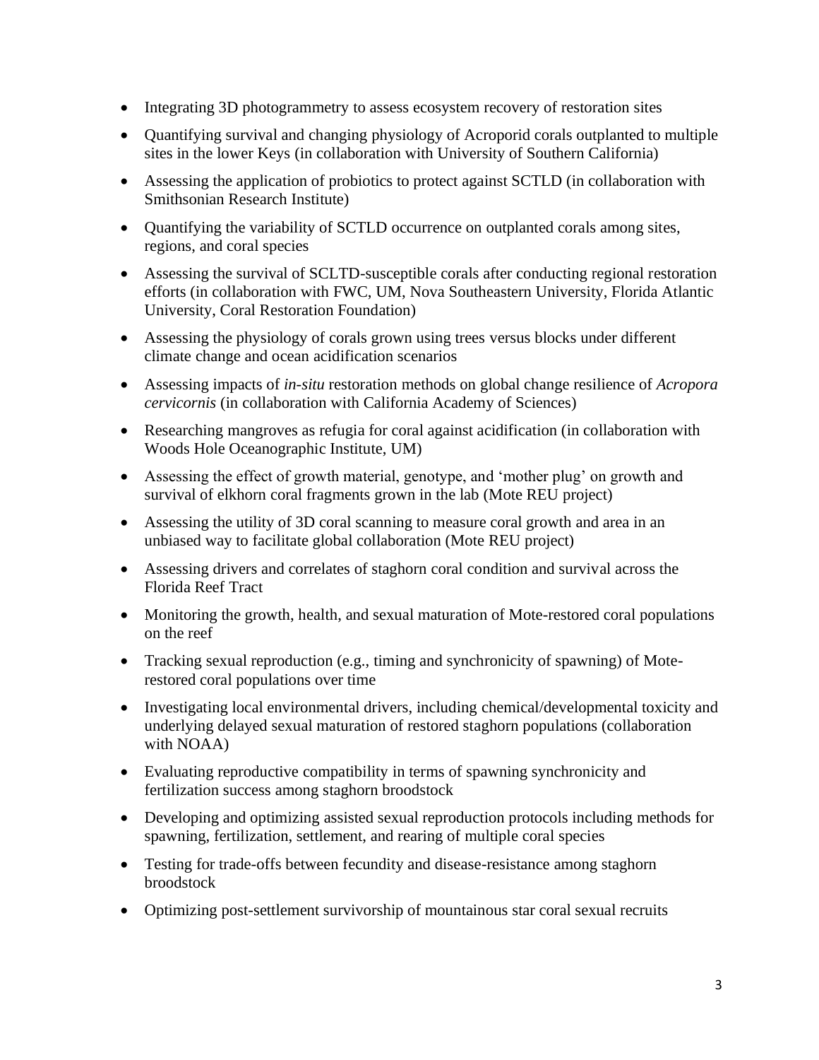- Integrating 3D photogrammetry to assess ecosystem recovery of restoration sites
- Quantifying survival and changing physiology of Acroporid corals outplanted to multiple sites in the lower Keys (in collaboration with University of Southern California)
- Assessing the application of probiotics to protect against SCTLD (in collaboration with Smithsonian Research Institute)
- Quantifying the variability of SCTLD occurrence on outplanted corals among sites, regions, and coral species
- Assessing the survival of SCLTD-susceptible corals after conducting regional restoration efforts (in collaboration with FWC, UM, Nova Southeastern University, Florida Atlantic University, Coral Restoration Foundation)
- Assessing the physiology of corals grown using trees versus blocks under different climate change and ocean acidification scenarios
- Assessing impacts of *in-situ* restoration methods on global change resilience of *Acropora cervicornis* (in collaboration with California Academy of Sciences)
- Researching mangroves as refugia for coral against acidification (in collaboration with Woods Hole Oceanographic Institute, UM)
- Assessing the effect of growth material, genotype, and 'mother plug' on growth and survival of elkhorn coral fragments grown in the lab (Mote REU project)
- Assessing the utility of 3D coral scanning to measure coral growth and area in an unbiased way to facilitate global collaboration (Mote REU project)
- Assessing drivers and correlates of staghorn coral condition and survival across the Florida Reef Tract
- Monitoring the growth, health, and sexual maturation of Mote-restored coral populations on the reef
- Tracking sexual reproduction (e.g., timing and synchronicity of spawning) of Mote-restored coral populations over time
- Investigating local environmental drivers, including chemical/developmental toxicity and underlying delayed sexual maturation of restored staghorn populations (collaboration with NOAA)
- Evaluating reproductive compatibility in terms of spawning synchronicity and fertilization success among staghorn broodstock
- Developing and optimizing assisted sexual reproduction protocols including methods for spawning, fertilization, settlement, and rearing of multiple coral species
- Testing for trade-offs between fecundity and disease-resistance among staghorn broodstock
- Optimizing post-settlement survivorship of mountainous star coral sexual recruits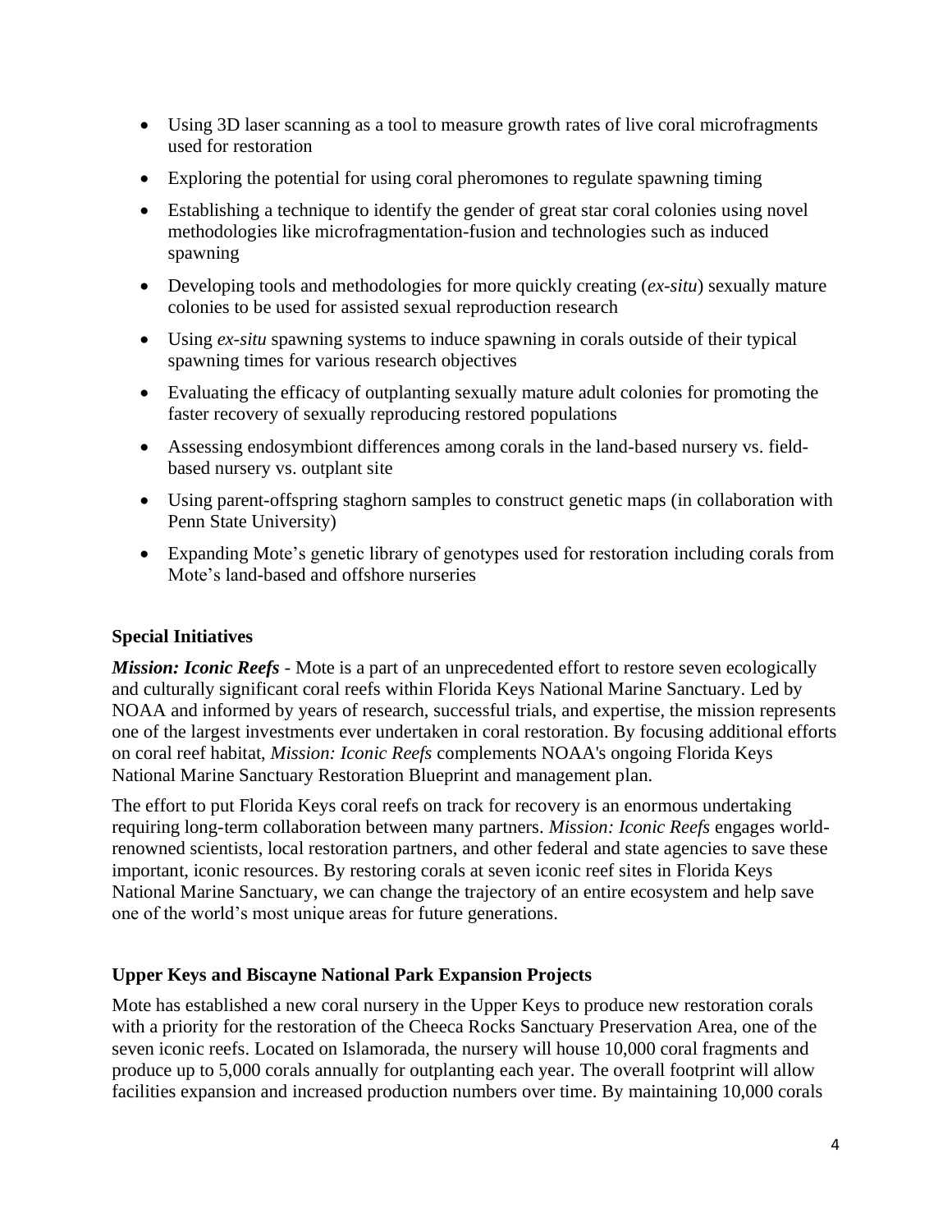- Using 3D laser scanning as a tool to measure growth rates of live coral microfragments used for restoration
- Exploring the potential for using coral pheromones to regulate spawning timing
- Establishing a technique to identify the gender of great star coral colonies using novel methodologies like microfragmentation-fusion and technologies such as induced spawning
- Developing tools and methodologies for more quickly creating (*ex-situ*) sexually mature colonies to be used for assisted sexual reproduction research
- Using *ex-situ* spawning systems to induce spawning in corals outside of their typical spawning times for various research objectives
- Evaluating the efficacy of outplanting sexually mature adult colonies for promoting the faster recovery of sexually reproducing restored populations
- Assessing endosymbiont differences among corals in the land-based nursery vs. field-based nursery vs. outplant site
- Using parent-offspring staghorn samples to construct genetic maps (in collaboration with Penn State University)
- Expanding Mote's genetic library of genotypes used for restoration including corals from Mote's land-based and offshore nurseries

### Special Initiatives

***Mission: Iconic Reefs*** - Mote is a part of an unprecedented effort to restore seven ecologically and culturally significant coral reefs within Florida Keys National Marine Sanctuary. Led by NOAA and informed by years of research, successful trials, and expertise, the mission represents one of the largest investments ever undertaken in coral restoration. By focusing additional efforts on coral reef habitat, *Mission: Iconic Reefs* complements NOAA's ongoing Florida Keys National Marine Sanctuary Restoration Blueprint and management plan.

The effort to put Florida Keys coral reefs on track for recovery is an enormous undertaking requiring long-term collaboration between many partners. *Mission: Iconic Reefs* engages world-renowned scientists, local restoration partners, and other federal and state agencies to save these important, iconic resources. By restoring corals at seven iconic reef sites in Florida Keys National Marine Sanctuary, we can change the trajectory of an entire ecosystem and help save one of the world's most unique areas for future generations.

### Upper Keys and Biscayne National Park Expansion Projects

Mote has established a new coral nursery in the Upper Keys to produce new restoration corals with a priority for the restoration of the Cheeca Rocks Sanctuary Preservation Area, one of the seven iconic reefs. Located on Islamorada, the nursery will house 10,000 coral fragments and produce up to 5,000 corals annually for outplanting each year. The overall footprint will allow facilities expansion and increased production numbers over time. By maintaining 10,000 corals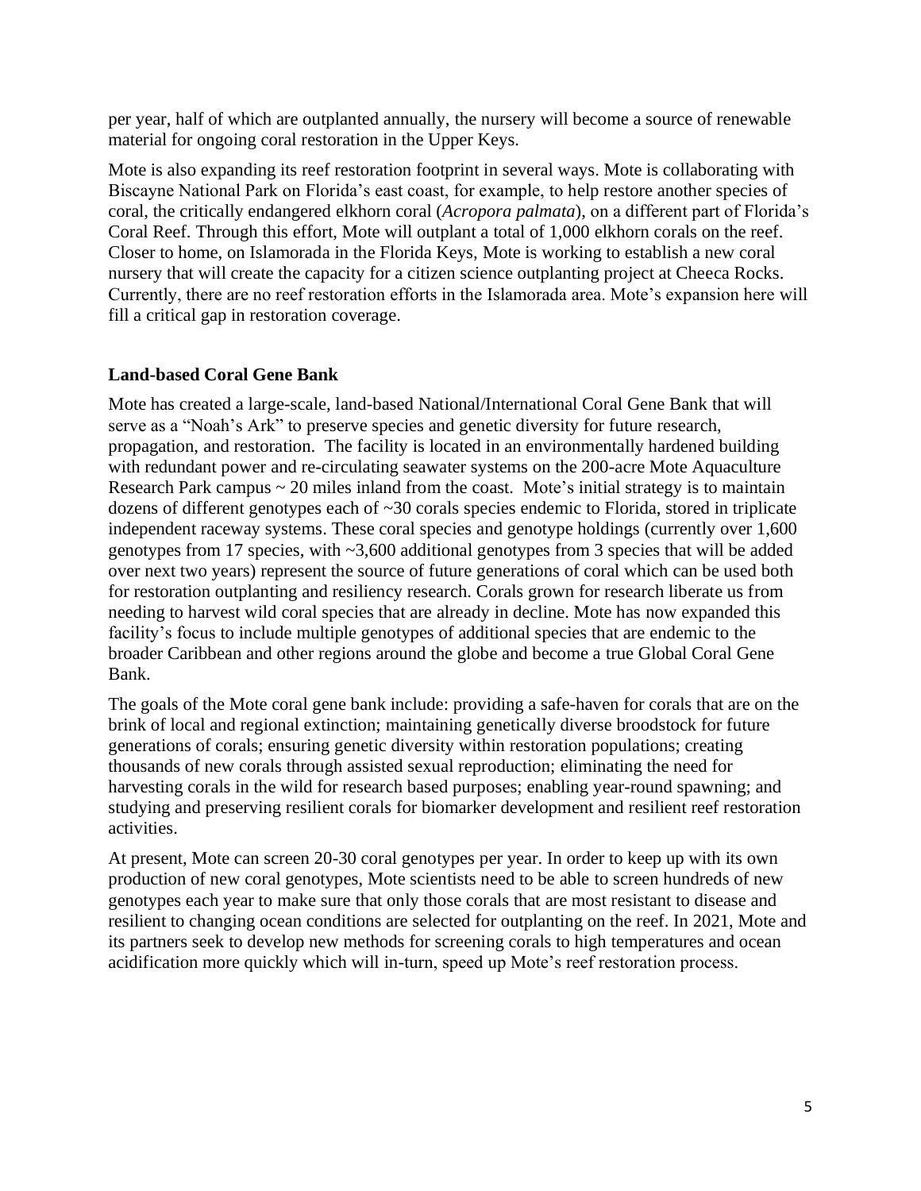per year, half of which are outplanted annually, the nursery will become a source of renewable material for ongoing coral restoration in the Upper Keys.

Mote is also expanding its reef restoration footprint in several ways. Mote is collaborating with Biscayne National Park on Florida's east coast, for example, to help restore another species of coral, the critically endangered elkhorn coral (*Acropora palmata*), on a different part of Florida's Coral Reef. Through this effort, Mote will outplant a total of 1,000 elkhorn corals on the reef. Closer to home, on Islamorada in the Florida Keys, Mote is working to establish a new coral nursery that will create the capacity for a citizen science outplanting project at Cheeca Rocks. Currently, there are no reef restoration efforts in the Islamorada area. Mote's expansion here will fill a critical gap in restoration coverage.

**Land-based Coral Gene Bank**

Mote has created a large-scale, land-based National/International Coral Gene Bank that will serve as a "Noah's Ark" to preserve species and genetic diversity for future research, propagation, and restoration. The facility is located in an environmentally hardened building with redundant power and re-circulating seawater systems on the 200-acre Mote Aquaculture Research Park campus ~ 20 miles inland from the coast. Mote's initial strategy is to maintain dozens of different genotypes each of ~30 corals species endemic to Florida, stored in triplicate independent raceway systems. These coral species and genotype holdings (currently over 1,600 genotypes from 17 species, with ~3,600 additional genotypes from 3 species that will be added over next two years) represent the source of future generations of coral which can be used both for restoration outplanting and resiliency research. Corals grown for research liberate us from needing to harvest wild coral species that are already in decline. Mote has now expanded this facility's focus to include multiple genotypes of additional species that are endemic to the broader Caribbean and other regions around the globe and become a true Global Coral Gene Bank.

The goals of the Mote coral gene bank include: providing a safe-haven for corals that are on the brink of local and regional extinction; maintaining genetically diverse broodstock for future generations of corals; ensuring genetic diversity within restoration populations; creating thousands of new corals through assisted sexual reproduction; eliminating the need for harvesting corals in the wild for research based purposes; enabling year-round spawning; and studying and preserving resilient corals for biomarker development and resilient reef restoration activities.

At present, Mote can screen 20-30 coral genotypes per year. In order to keep up with its own production of new coral genotypes, Mote scientists need to be able to screen hundreds of new genotypes each year to make sure that only those corals that are most resistant to disease and resilient to changing ocean conditions are selected for outplanting on the reef. In 2021, Mote and its partners seek to develop new methods for screening corals to high temperatures and ocean acidification more quickly which will in-turn, speed up Mote's reef restoration process.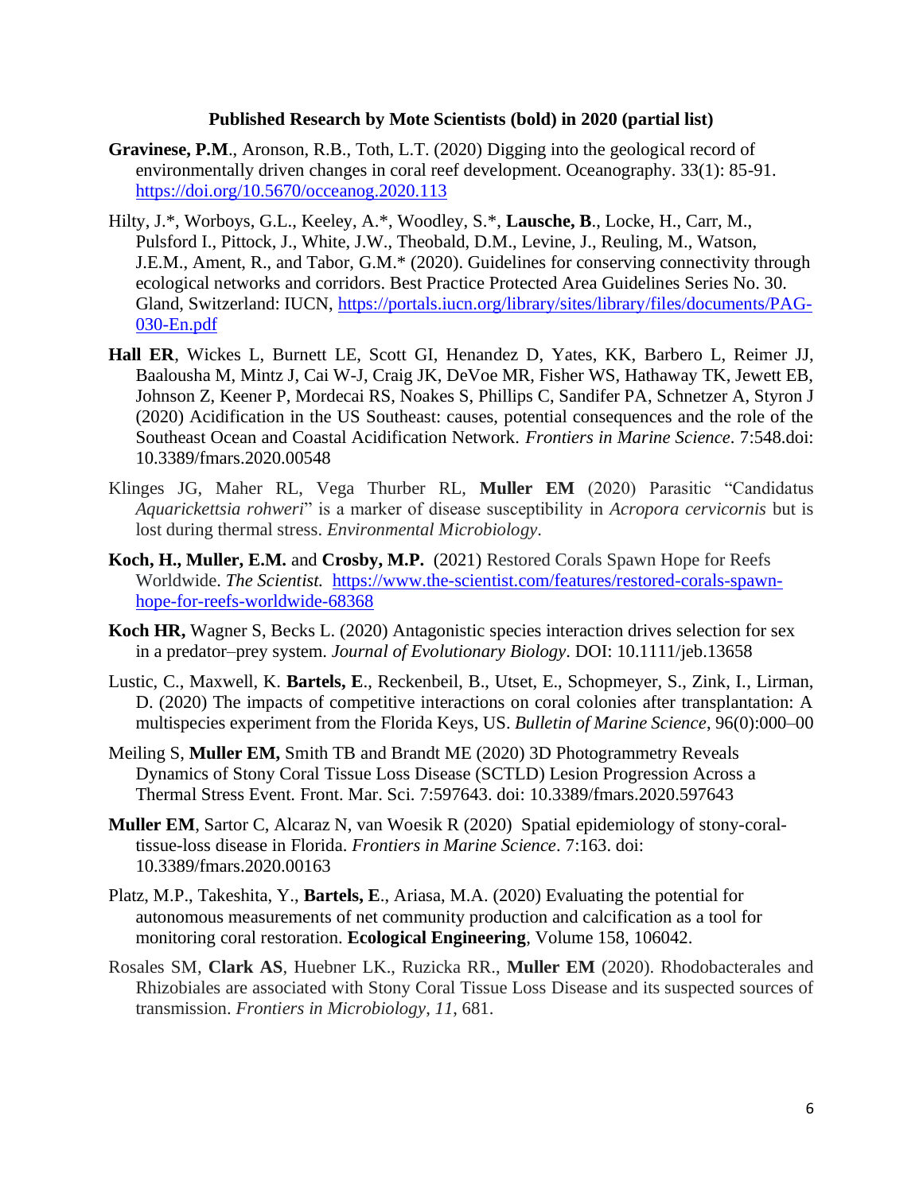**Published Research by Mote Scientists (bold) in 2020 (partial list)**

**Gravinese, P.M**., Aronson, R.B., Toth, L.T. (2020) Digging into the geological record of environmentally driven changes in coral reef development. Oceanography. 33(1): 85-91. https://doi.org/10.5670/occeanog.2020.113

Hilty, J.*, Worboys, G.L., Keeley, A.*, Woodley, S.*, **Lausche, B**., Locke, H., Carr, M., Pulsford I., Pittock, J., White, J.W., Theobald, D.M., Levine, J., Reuling, M., Watson, J.E.M., Ament, R., and Tabor, G.M.* (2020). Guidelines for conserving connectivity through ecological networks and corridors. Best Practice Protected Area Guidelines Series No. 30. Gland, Switzerland: IUCN, https://portals.iucn.org/library/sites/library/files/documents/PAG-030-En.pdf

**Hall ER**, Wickes L, Burnett LE, Scott GI, Henandez D, Yates, KK, Barbero L, Reimer JJ, Baalousha M, Mintz J, Cai W-J, Craig JK, DeVoe MR, Fisher WS, Hathaway TK, Jewett EB, Johnson Z, Keener P, Mordecai RS, Noakes S, Phillips C, Sandifer PA, Schnetzer A, Styron J (2020) Acidification in the US Southeast: causes, potential consequences and the role of the Southeast Ocean and Coastal Acidification Network. *Frontiers in Marine Science*. 7:548.doi: 10.3389/fmars.2020.00548

Klinges JG, Maher RL, Vega Thurber RL, **Muller EM** (2020) Parasitic "Candidatus *Aquarickettsia rohweri*" is a marker of disease susceptibility in *Acropora cervicornis* but is lost during thermal stress. *Environmental Microbiology*.

**Koch, H., Muller, E.M.** and **Crosby, M.P.** (2021) Restored Corals Spawn Hope for Reefs Worldwide. *The Scientist.* https://www.the-scientist.com/features/restored-corals-spawn-hope-for-reefs-worldwide-68368

**Koch HR,** Wagner S, Becks L. (2020) Antagonistic species interaction drives selection for sex in a predator–prey system. *Journal of Evolutionary Biology*. DOI: 10.1111/jeb.13658

Lustic, C., Maxwell, K. **Bartels, E**., Reckenbeil, B., Utset, E., Schopmeyer, S., Zink, I., Lirman, D. (2020) The impacts of competitive interactions on coral colonies after transplantation: A multispecies experiment from the Florida Keys, US. *Bulletin of Marine Science*, 96(0):000–00

Meiling S, **Muller EM,** Smith TB and Brandt ME (2020) 3D Photogrammetry Reveals Dynamics of Stony Coral Tissue Loss Disease (SCTLD) Lesion Progression Across a Thermal Stress Event. Front. Mar. Sci. 7:597643. doi: 10.3389/fmars.2020.597643

**Muller EM**, Sartor C, Alcaraz N, van Woesik R (2020) Spatial epidemiology of stony-coral-tissue-loss disease in Florida. *Frontiers in Marine Science*. 7:163. doi: 10.3389/fmars.2020.00163

Platz, M.P., Takeshita, Y., **Bartels, E**., Ariasa, M.A. (2020) Evaluating the potential for autonomous measurements of net community production and calcification as a tool for monitoring coral restoration. **Ecological Engineering**, Volume 158, 106042.

Rosales SM, **Clark AS**, Huebner LK., Ruzicka RR., **Muller EM** (2020). Rhodobacterales and Rhizobiales are associated with Stony Coral Tissue Loss Disease and its suspected sources of transmission. *Frontiers in Microbiology*, *11*, 681.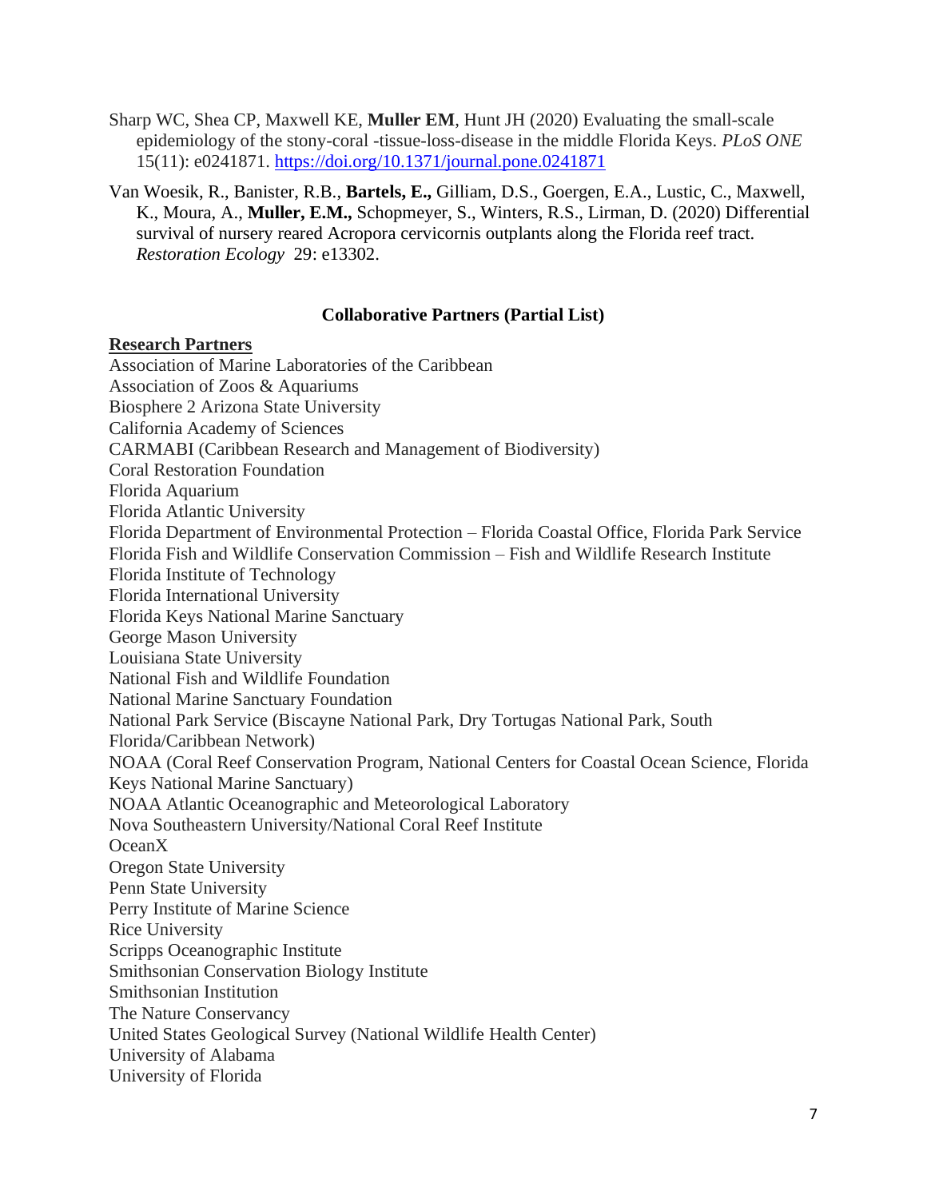Sharp WC, Shea CP, Maxwell KE, **Muller EM**, Hunt JH (2020) Evaluating the small-scale epidemiology of the stony-coral -tissue-loss-disease in the middle Florida Keys. *PLoS ONE* 15(11): e0241871. https://doi.org/10.1371/journal.pone.0241871

Van Woesik, R., Banister, R.B., **Bartels, E.,** Gilliam, D.S., Goergen, E.A., Lustic, C., Maxwell, K., Moura, A., **Muller, E.M.,** Schopmeyer, S., Winters, R.S., Lirman, D. (2020) Differential survival of nursery reared Acropora cervicornis outplants along the Florida reef tract. *Restoration Ecology* 29: e13302.

## Collaborative Partners (Partial List)

### Research Partners

Association of Marine Laboratories of the Caribbean
Association of Zoos & Aquariums
Biosphere 2 Arizona State University
California Academy of Sciences
CARMABI (Caribbean Research and Management of Biodiversity)
Coral Restoration Foundation
Florida Aquarium
Florida Atlantic University
Florida Department of Environmental Protection – Florida Coastal Office, Florida Park Service
Florida Fish and Wildlife Conservation Commission – Fish and Wildlife Research Institute
Florida Institute of Technology
Florida International University
Florida Keys National Marine Sanctuary
George Mason University
Louisiana State University
National Fish and Wildlife Foundation
National Marine Sanctuary Foundation
National Park Service (Biscayne National Park, Dry Tortugas National Park, South Florida/Caribbean Network)
NOAA (Coral Reef Conservation Program, National Centers for Coastal Ocean Science, Florida Keys National Marine Sanctuary)
NOAA Atlantic Oceanographic and Meteorological Laboratory
Nova Southeastern University/National Coral Reef Institute
OceanX
Oregon State University
Penn State University
Perry Institute of Marine Science
Rice University
Scripps Oceanographic Institute
Smithsonian Conservation Biology Institute
Smithsonian Institution
The Nature Conservancy
United States Geological Survey (National Wildlife Health Center)
University of Alabama
University of Florida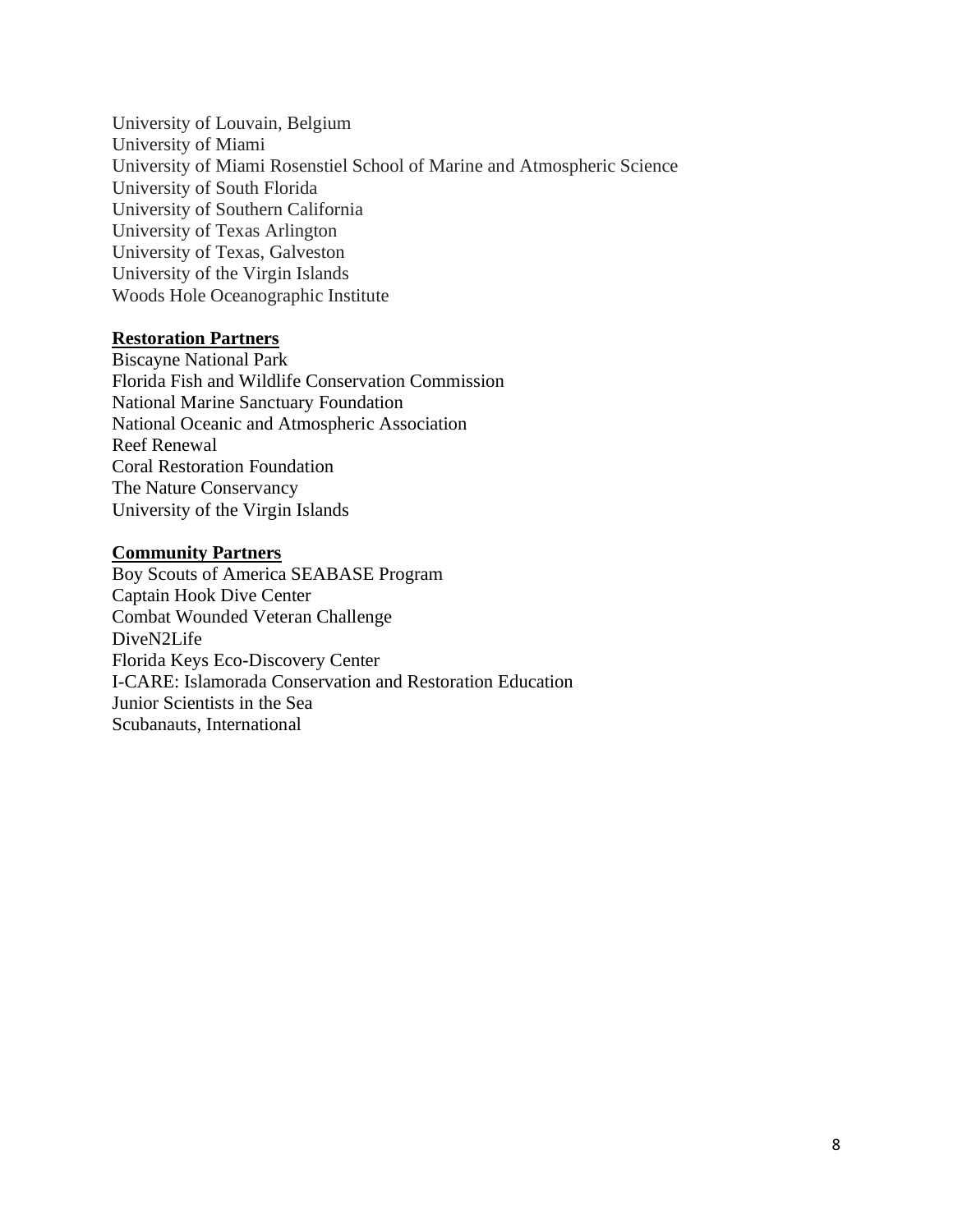University of Louvain, Belgium
University of Miami
University of Miami Rosenstiel School of Marine and Atmospheric Science
University of South Florida
University of Southern California
University of Texas Arlington
University of Texas, Galveston
University of the Virgin Islands
Woods Hole Oceanographic Institute

**Restoration Partners**

Biscayne National Park
Florida Fish and Wildlife Conservation Commission
National Marine Sanctuary Foundation
National Oceanic and Atmospheric Association
Reef Renewal
Coral Restoration Foundation
The Nature Conservancy
University of the Virgin Islands

**Community Partners**

Boy Scouts of America SEABASE Program
Captain Hook Dive Center
Combat Wounded Veteran Challenge
DiveN2Life
Florida Keys Eco-Discovery Center
I-CARE: Islamorada Conservation and Restoration Education
Junior Scientists in the Sea
Scubanauts, International